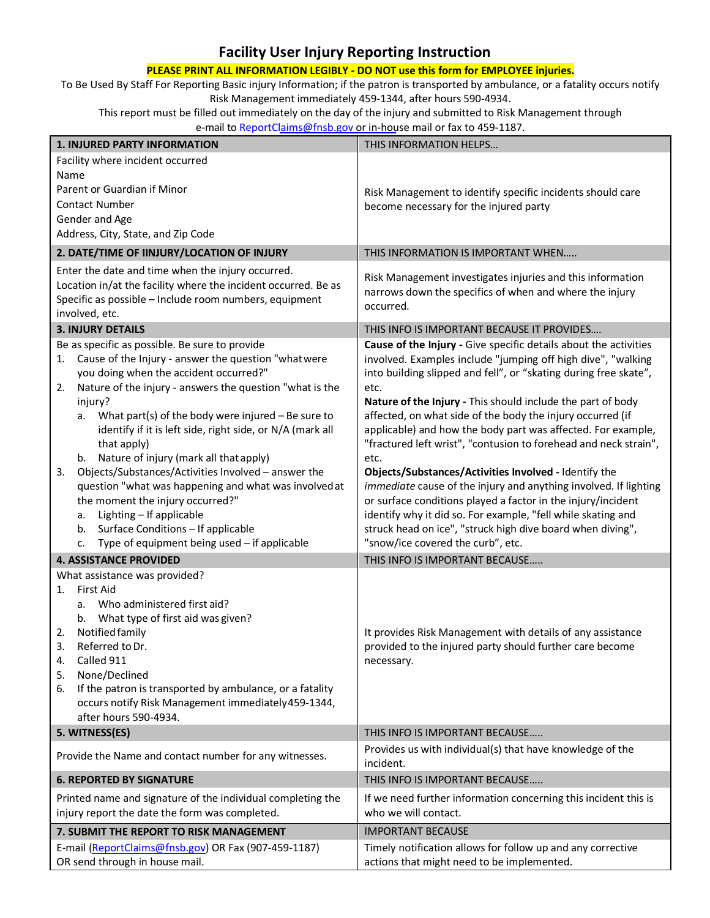# Facility User Injury Reporting Instruction

**PLEASE PRINT ALL INFORMATION LEGIBLY - DO NOT use this form for EMPLOYEE injuries.**

To Be Used By Staff For Reporting Basic injury Information; if the patron is transported by ambulance, or a fatality occurs notify Risk Management immediately 459-1344, after hours 590-4934.

This report must be filled out immediately on the day of the injury and submitted to Risk Management through e-mail to ReportClaims@fnsb.gov or in-house mail or fax to 459-1187.

| 1. INJURED PARTY INFORMATION | THIS INFORMATION HELPS… |
|---|---|
| Facility where incident occurred<br>Name<br>Parent or Guardian if Minor<br>Contact Number<br>Gender and Age<br>Address, City, State, and Zip Code | Risk Management to identify specific incidents should care become necessary for the injured party |
| **2. DATE/TIME OF IINJURY/LOCATION OF INJURY** | THIS INFORMATION IS IMPORTANT WHEN….. |
| Enter the date and time when the injury occurred.<br>Location in/at the facility where the incident occurred. Be as Specific as possible – Include room numbers, equipment involved, etc. | Risk Management investigates injuries and this information narrows down the specifics of when and where the injury occurred. |
| **3. INJURY DETAILS** | THIS INFO IS IMPORTANT BECAUSE IT PROVIDES…. |
| Be as specific as possible. Be sure to provide<br>1. Cause of the Injury - answer the question "what were you doing when the accident occurred?"<br>2. Nature of the injury - answers the question "what is the injury?<br>&nbsp;&nbsp;&nbsp;a. What part(s) of the body were injured – Be sure to identify if it is left side, right side, or N/A (mark all that apply)<br>&nbsp;&nbsp;&nbsp;b. Nature of injury (mark all that apply)<br>3. Objects/Substances/Activities Involved – answer the question "what was happening and what was involved at the moment the injury occurred?"<br>&nbsp;&nbsp;&nbsp;a. Lighting – If applicable<br>&nbsp;&nbsp;&nbsp;b. Surface Conditions – If applicable<br>&nbsp;&nbsp;&nbsp;c. Type of equipment being used – if applicable | **Cause of the Injury -** Give specific details about the activities involved. Examples include "jumping off high dive", "walking into building slipped and fell", or "skating during free skate", etc.<br>**Nature of the Injury -** This should include the part of body affected, on what side of the body the injury occurred (if applicable) and how the body part was affected. For example, "fractured left wrist", "contusion to forehead and neck strain", etc.<br>**Objects/Substances/Activities Involved -** Identify the *immediate* cause of the injury and anything involved. If lighting or surface conditions played a factor in the injury/incident identify why it did so. For example, "fell while skating and struck head on ice", "struck high dive board when diving", "snow/ice covered the curb", etc. |
| **4. ASSISTANCE PROVIDED** | THIS INFO IS IMPORTANT BECAUSE….. |
| What assistance was provided?<br>1. First Aid<br>&nbsp;&nbsp;&nbsp;a. Who administered first aid?<br>&nbsp;&nbsp;&nbsp;b. What type of first aid was given?<br>2. Notified family<br>3. Referred to Dr.<br>4. Called 911<br>5. None/Declined<br>6. If the patron is transported by ambulance, or a fatality occurs notify Risk Management immediately 459-1344, after hours 590-4934. | It provides Risk Management with details of any assistance provided to the injured party should further care become necessary. |
| **5. WITNESS(ES)** | THIS INFO IS IMPORTANT BECAUSE….. |
| Provide the Name and contact number for any witnesses. | Provides us with individual(s) that have knowledge of the incident. |
| **6. REPORTED BY SIGNATURE** | THIS INFO IS IMPORTANT BECAUSE….. |
| Printed name and signature of the individual completing the injury report the date the form was completed. | If we need further information concerning this incident this is who we will contact. |
| **7. SUBMIT THE REPORT TO RISK MANAGEMENT** | IMPORTANT BECAUSE |
| E-mail (ReportClaims@fnsb.gov) OR Fax (907-459-1187) OR send through in house mail. | Timely notification allows for follow up and any corrective actions that might need to be implemented. |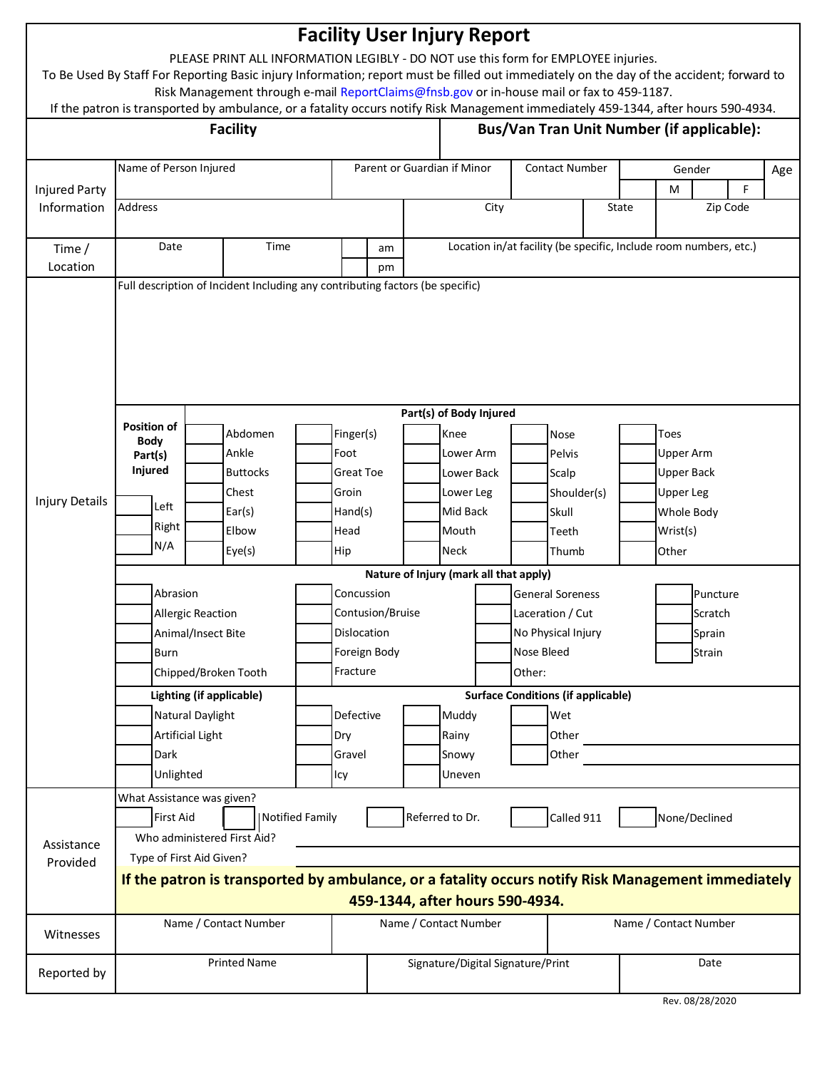# Facility User Injury Report

PLEASE PRINT ALL INFORMATION LEGIBLY - DO NOT use this form for EMPLOYEE injuries.

To Be Used By Staff For Reporting Basic injury Information; report must be filled out immediately on the day of the accident; forward to Risk Management through e-mail ReportClaims@fnsb.gov or in-house mail or fax to 459-1187.

If the patron is transported by ambulance, or a fatality occurs notify Risk Management immediately 459-1344, after hours 590-4934.

| **Facility** | **Bus/Van Tran Unit Number (if applicable):** |
|---|---|
| | |

**Injured Party Information**

| Name of Person Injured | Parent or Guardian if Minor | Contact Number | Gender M / F | Age |
|---|---|---|---|---|
| | | | | |

| Address | City | State | Zip Code |
|---|---|---|---|
| | | | |

**Time / Location**

| Date | Time | am / pm | Location in/at facility (be specific, Include room numbers, etc.) |
|---|---|---|---|
| | | | |

**Injury Details**

Full description of Incident Including any contributing factors (be specific)

**Position of Body Part(s) Injured**

- [ ] Left
- [ ] Right
- [ ] N/A

**Part(s) of Body Injured**

| | | | | |
|---|---|---|---|---|
| [ ] Abdomen | [ ] Finger(s) | [ ] Knee | [ ] Nose | [ ] Toes |
| [ ] Ankle | [ ] Foot | [ ] Lower Arm | [ ] Pelvis | [ ] Upper Arm |
| [ ] Buttocks | [ ] Great Toe | [ ] Lower Back | [ ] Scalp | [ ] Upper Back |
| [ ] Chest | [ ] Groin | [ ] Lower Leg | [ ] Shoulder(s) | [ ] Upper Leg |
| [ ] Ear(s) | [ ] Hand(s) | [ ] Mid Back | [ ] Skull | [ ] Whole Body |
| [ ] Elbow | [ ] Head | [ ] Mouth | [ ] Teeth | [ ] Wrist(s) |
| [ ] Eye(s) | [ ] Hip | [ ] Neck | [ ] Thumb | [ ] Other |

**Nature of Injury (mark all that apply)**

| | | | |
|---|---|---|---|
| [ ] Abrasion | [ ] Concussion | [ ] General Soreness | [ ] Puncture |
| [ ] Allergic Reaction | [ ] Contusion/Bruise | [ ] Laceration / Cut | [ ] Scratch |
| [ ] Animal/Insect Bite | [ ] Dislocation | [ ] No Physical Injury | [ ] Sprain |
| [ ] Burn | [ ] Foreign Body | [ ] Nose Bleed | [ ] Strain |
| [ ] Chipped/Broken Tooth | [ ] Fracture | [ ] Other: | |

| **Lighting (if applicable)** | **Surface Conditions (if applicable)** | | |
|---|---|---|---|
| [ ] Natural Daylight | [ ] Defective | [ ] Muddy | [ ] Wet |
| [ ] Artificial Light | [ ] Dry | [ ] Rainy | [ ] Other |
| [ ] Dark | [ ] Gravel | [ ] Snowy | [ ] Other |
| [ ] Unlighted | [ ] Icy | [ ] Uneven | |

**Assistance Provided**

What Assistance was given?

- [ ] First Aid
- [ ] Notified Family
- [ ] Referred to Dr.
- [ ] Called 911
- [ ] None/Declined

Who administered First Aid?

Type of First Aid Given?

**If the patron is transported by ambulance, or a fatality occurs notify Risk Management immediately 459-1344, after hours 590-4934.**

**Witnesses**

| Name / Contact Number | Name / Contact Number | Name / Contact Number |
|---|---|---|
| | | |

**Reported by**

| Printed Name | Signature/Digital Signature/Print | Date |
|---|---|---|
| | | |

Rev. 08/28/2020